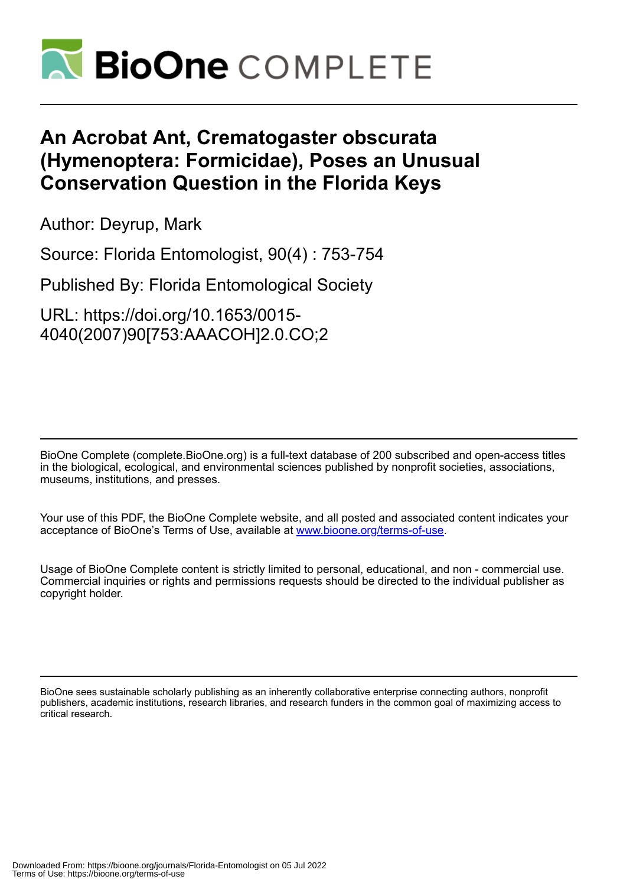# An Acrobat Ant, Crematogaster obscurata (Hymenoptera: Formicidae), Poses an Unusual Conservation Question in the Florida Keys

Author: Deyrup, Mark

Source: Florida Entomologist, 90(4) : 753-754

Published By: Florida Entomological Society

URL: https://doi.org/10.1653/0015-4040(2007)90[753:AAACOH]2.0.CO;2

BioOne Complete (complete.BioOne.org) is a full-text database of 200 subscribed and open-access titles in the biological, ecological, and environmental sciences published by nonprofit societies, associations, museums, institutions, and presses.

Your use of this PDF, the BioOne Complete website, and all posted and associated content indicates your acceptance of BioOne's Terms of Use, available at www.bioone.org/terms-of-use.

Usage of BioOne Complete content is strictly limited to personal, educational, and non - commercial use. Commercial inquiries or rights and permissions requests should be directed to the individual publisher as copyright holder.

BioOne sees sustainable scholarly publishing as an inherently collaborative enterprise connecting authors, nonprofit publishers, academic institutions, research libraries, and research funders in the common goal of maximizing access to critical research.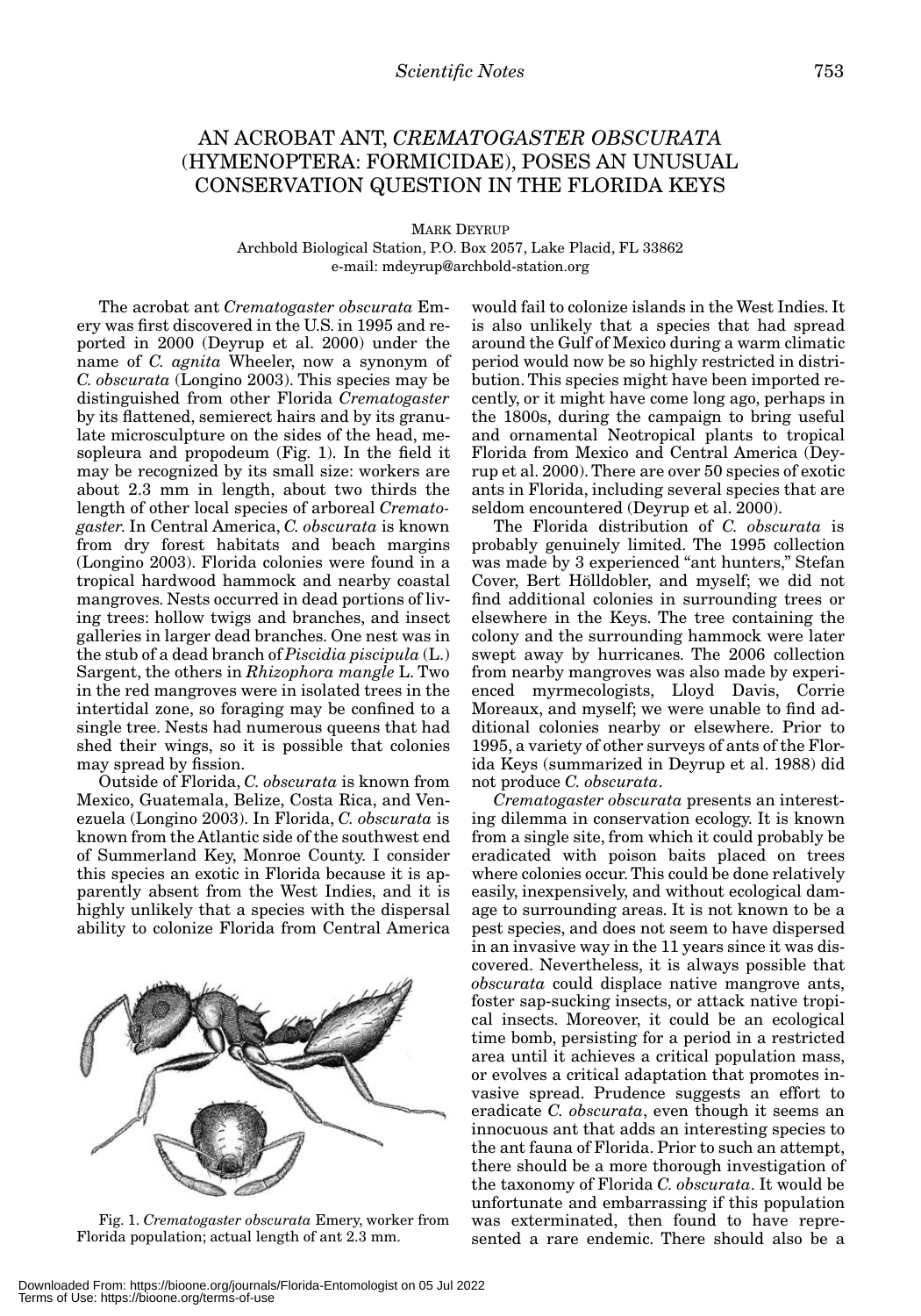# AN ACROBAT ANT, *CREMATOGASTER OBSCURATA* (HYMENOPTERA: FORMICIDAE), POSES AN UNUSUAL CONSERVATION QUESTION IN THE FLORIDA KEYS

MARK DEYRUP
Archbold Biological Station, P.O. Box 2057, Lake Placid, FL 33862
e-mail: mdeyrup@archbold-station.org

The acrobat ant *Crematogaster obscurata* Emery was first discovered in the U.S. in 1995 and reported in 2000 (Deyrup et al. 2000) under the name of *C. agnita* Wheeler, now a synonym of *C. obscurata* (Longino 2003). This species may be distinguished from other Florida *Crematogaster* by its flattened, semierect hairs and by its granulate microsculpture on the sides of the head, mesopleura and propodeum (Fig. 1). In the field it may be recognized by its small size: workers are about 2.3 mm in length, about two thirds the length of other local species of arboreal *Crematogaster.* In Central America, *C. obscurata* is known from dry forest habitats and beach margins (Longino 2003). Florida colonies were found in a tropical hardwood hammock and nearby coastal mangroves. Nests occurred in dead portions of living trees: hollow twigs and branches, and insect galleries in larger dead branches. One nest was in the stub of a dead branch of *Piscidia piscipula* (L.) Sargent, the others in *Rhizophora mangle* L. Two in the red mangroves were in isolated trees in the intertidal zone, so foraging may be confined to a single tree. Nests had numerous queens that had shed their wings, so it is possible that colonies may spread by fission.

Outside of Florida, *C. obscurata* is known from Mexico, Guatemala, Belize, Costa Rica, and Venezuela (Longino 2003). In Florida, *C. obscurata* is known from the Atlantic side of the southwest end of Summerland Key, Monroe County. I consider this species an exotic in Florida because it is apparently absent from the West Indies, and it is highly unlikely that a species with the dispersal ability to colonize Florida from Central America would fail to colonize islands in the West Indies. It is also unlikely that a species that had spread around the Gulf of Mexico during a warm climatic period would now be so highly restricted in distribution. This species might have been imported recently, or it might have come long ago, perhaps in the 1800s, during the campaign to bring useful and ornamental Neotropical plants to tropical Florida from Mexico and Central America (Deyrup et al. 2000). There are over 50 species of exotic ants in Florida, including several species that are seldom encountered (Deyrup et al. 2000).

Fig. 1. *Crematogaster obscurata* Emery, worker from Florida population; actual length of ant 2.3 mm.

The Florida distribution of *C. obscurata* is probably genuinely limited. The 1995 collection was made by 3 experienced "ant hunters," Stefan Cover, Bert Hölldobler, and myself; we did not find additional colonies in surrounding trees or elsewhere in the Keys. The tree containing the colony and the surrounding hammock were later swept away by hurricanes. The 2006 collection from nearby mangroves was also made by experienced myrmecologists, Lloyd Davis, Corrie Moreaux, and myself; we were unable to find additional colonies nearby or elsewhere. Prior to 1995, a variety of other surveys of ants of the Florida Keys (summarized in Deyrup et al. 1988) did not produce *C. obscurata*.

*Crematogaster obscurata* presents an interesting dilemma in conservation ecology. It is known from a single site, from which it could probably be eradicated with poison baits placed on trees where colonies occur. This could be done relatively easily, inexpensively, and without ecological damage to surrounding areas. It is not known to be a pest species, and does not seem to have dispersed in an invasive way in the 11 years since it was discovered. Nevertheless, it is always possible that *obscurata* could displace native mangrove ants, foster sap-sucking insects, or attack native tropical insects. Moreover, it could be an ecological time bomb, persisting for a period in a restricted area until it achieves a critical population mass, or evolves a critical adaptation that promotes invasive spread. Prudence suggests an effort to eradicate *C. obscurata*, even though it seems an innocuous ant that adds an interesting species to the ant fauna of Florida. Prior to such an attempt, there should be a more thorough investigation of the taxonomy of Florida *C. obscurata*. It would be unfortunate and embarrassing if this population was exterminated, then found to have represented a rare endemic. There should also be a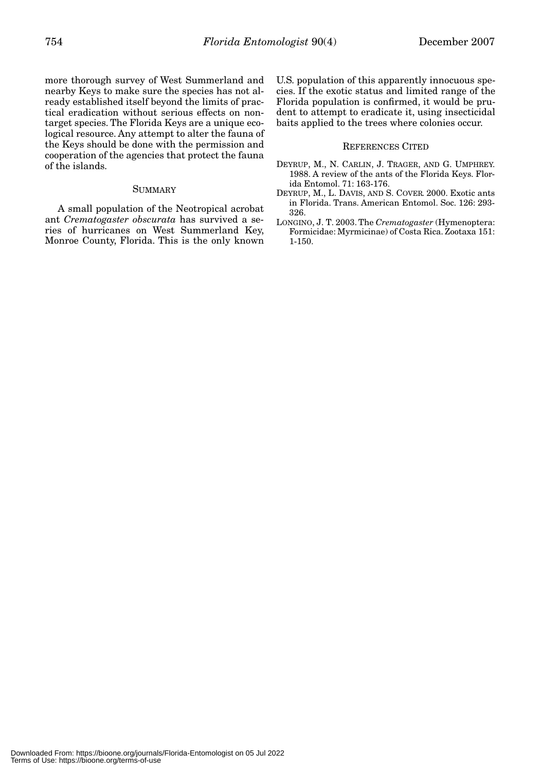more thorough survey of West Summerland and nearby Keys to make sure the species has not already established itself beyond the limits of practical eradication without serious effects on nontarget species. The Florida Keys are a unique ecological resource. Any attempt to alter the fauna of the Keys should be done with the permission and cooperation of the agencies that protect the fauna of the islands.

## SUMMARY

A small population of the Neotropical acrobat ant *Crematogaster obscurata* has survived a series of hurricanes on West Summerland Key, Monroe County, Florida. This is the only known U.S. population of this apparently innocuous species. If the exotic status and limited range of the Florida population is confirmed, it would be prudent to attempt to eradicate it, using insecticidal baits applied to the trees where colonies occur.

## REFERENCES CITED

DEYRUP, M., N. CARLIN, J. TRAGER, AND G. UMPHREY. 1988. A review of the ants of the Florida Keys. Florida Entomol. 71: 163-176.

DEYRUP, M., L. DAVIS, AND S. COVER. 2000. Exotic ants in Florida. Trans. American Entomol. Soc. 126: 293-326.

LONGINO, J. T. 2003. The *Crematogaster* (Hymenoptera: Formicidae: Myrmicinae) of Costa Rica. Zootaxa 151: 1-150.